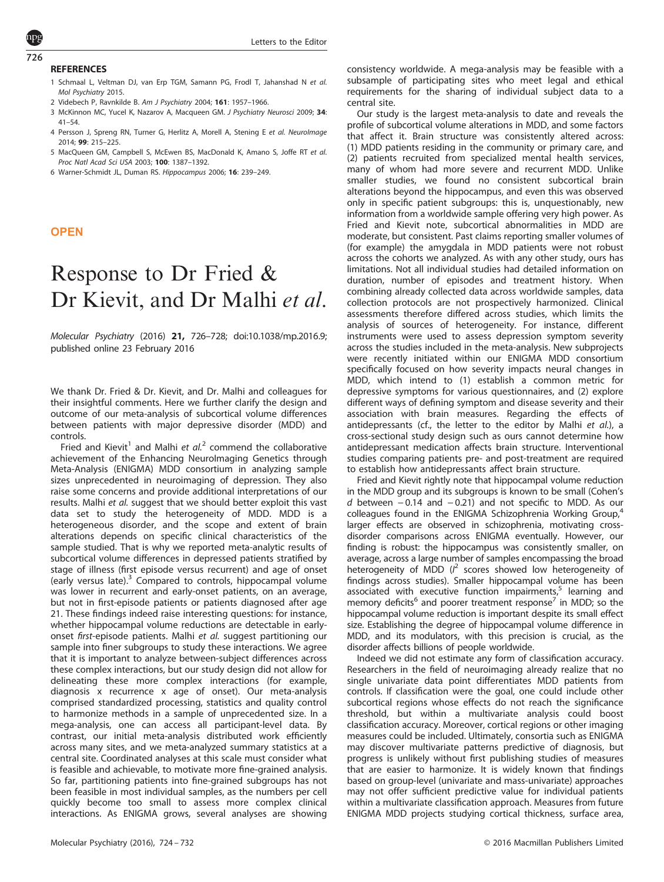## REFERENCES

1 Schmaal L, Veltman DJ, van Erp TGM, Samann PG, Frodl T, Jahanshad N *et al.* *Mol Psychiatry* 2015.
2 Videbech P, Ravnkilde B. *Am J Psychiatry* 2004; **161**: 1957–1966.
3 McKinnon MC, Yucel K, Nazarov A, Macqueen GM. *J Psychiatry Neurosci* 2009; **34**: 41–54.
4 Persson J, Spreng RN, Turner G, Herlitz A, Morell A, Stening E *et al. NeuroImage* 2014; **99**: 215–225.
5 MacQueen GM, Campbell S, McEwen BS, MacDonald K, Amano S, Joffe RT *et al. Proc Natl Acad Sci USA* 2003; **100**: 1387–1392.
6 Warner-Schmidt JL, Duman RS. *Hippocampus* 2006; **16**: 239–249.

**OPEN**

# Response to Dr Fried & Dr Kievit, and Dr Malhi *et al.*

*Molecular Psychiatry* (2016) **21,** 726–728; doi:10.1038/mp.2016.9; published online 23 February 2016

We thank Dr. Fried & Dr. Kievit, and Dr. Malhi and colleagues for their insightful comments. Here we further clarify the design and outcome of our meta-analysis of subcortical volume differences between patients with major depressive disorder (MDD) and controls.

Fried and Kievit[1] and Malhi *et al.*[2] commend the collaborative achievement of the Enhancing NeuroImaging Genetics through Meta-Analysis (ENIGMA) MDD consortium in analyzing sample sizes unprecedented in neuroimaging of depression. They also raise some concerns and provide additional interpretations of our results. Malhi *et al.* suggest that we should better exploit this vast data set to study the heterogeneity of MDD. MDD is a heterogeneous disorder, and the scope and extent of brain alterations depends on specific clinical characteristics of the sample studied. That is why we reported meta-analytic results of subcortical volume differences in depressed patients stratified by stage of illness (first episode versus recurrent) and age of onset (early versus late).[3] Compared to controls, hippocampal volume was lower in recurrent and early-onset patients, on an average, but not in first-episode patients or patients diagnosed after age 21. These findings indeed raise interesting questions: for instance, whether hippocampal volume reductions are detectable in early-onset *first*-episode patients. Malhi *et al.* suggest partitioning our sample into finer subgroups to study these interactions. We agree that it is important to analyze between-subject differences across these complex interactions, but our study design did not allow for delineating these more complex interactions (for example, diagnosis x recurrence x age of onset). Our meta-analysis comprised standardized processing, statistics and quality control to harmonize methods in a sample of unprecedented size. In a mega-analysis, one can access all participant-level data. By contrast, our initial meta-analysis distributed work efficiently across many sites, and we meta-analyzed summary statistics at a central site. Coordinated analyses at this scale must consider what is feasible and achievable, to motivate more fine-grained analysis. So far, partitioning patients into fine-grained subgroups has not been feasible in most individual samples, as the numbers per cell quickly become too small to assess more complex clinical interactions. As ENIGMA grows, several analyses are showing consistency worldwide. A mega-analysis may be feasible with a subsample of participating sites who meet legal and ethical requirements for the sharing of individual subject data to a central site.

Our study is the largest meta-analysis to date and reveals the profile of subcortical volume alterations in MDD, and some factors that affect it. Brain structure was consistently altered across: (1) MDD patients residing in the community or primary care, and (2) patients recruited from specialized mental health services, many of whom had more severe and recurrent MDD. Unlike smaller studies, we found no consistent subcortical brain alterations beyond the hippocampus, and even this was observed only in specific patient subgroups: this is, unquestionably, new information from a worldwide sample offering very high power. As Fried and Kievit note, subcortical abnormalities in MDD are moderate, but consistent. Past claims reporting smaller volumes of (for example) the amygdala in MDD patients were not robust across the cohorts we analyzed. As with any other study, ours has limitations. Not all individual studies had detailed information on duration, number of episodes and treatment history. When combining already collected data across worldwide samples, data collection protocols are not prospectively harmonized. Clinical assessments therefore differed across studies, which limits the analysis of sources of heterogeneity. For instance, different instruments were used to assess depression symptom severity across the studies included in the meta-analysis. New subprojects were recently initiated within our ENIGMA MDD consortium specifically focused on how severity impacts neural changes in MDD, which intend to (1) establish a common metric for depressive symptoms for various questionnaires, and (2) explore different ways of defining symptom and disease severity and their association with brain measures. Regarding the effects of antidepressants (cf., the letter to the editor by Malhi *et al.*), a cross-sectional study design such as ours cannot determine how antidepressant medication affects brain structure. Interventional studies comparing patients pre- and post-treatment are required to establish how antidepressants affect brain structure.

Fried and Kievit rightly note that hippocampal volume reduction in the MDD group and its subgroups is known to be small (Cohen's $d$ between $-0.14$ and $-0.21$) and not specific to MDD. As our colleagues found in the ENIGMA Schizophrenia Working Group,[4] larger effects are observed in schizophrenia, motivating cross-disorder comparisons across ENIGMA eventually. However, our finding is robust: the hippocampus was consistently smaller, on average, across a large number of samples encompassing the broad heterogeneity of MDD ($I^2$ scores showed low heterogeneity of findings across studies). Smaller hippocampal volume has been associated with executive function impairments,[5] learning and memory deficits[6] and poorer treatment response[7] in MDD; so the hippocampal volume reduction is important despite its small effect size. Establishing the degree of hippocampal volume difference in MDD, and its modulators, with this precision is crucial, as the disorder affects billions of people worldwide.

Indeed we did not estimate any form of classification accuracy. Researchers in the field of neuroimaging already realize that no single univariate data point differentiates MDD patients from controls. If classification were the goal, one could include other subcortical regions whose effects do not reach the significance threshold, but within a multivariate analysis could boost classification accuracy. Moreover, cortical regions or other imaging measures could be included. Ultimately, consortia such as ENIGMA may discover multivariate patterns predictive of diagnosis, but progress is unlikely without first publishing studies of measures that are easier to harmonize. It is widely known that findings based on group-level (univariate and mass-univariate) approaches may not offer sufficient predictive value for individual patients within a multivariate classification approach. Measures from future ENIGMA MDD projects studying cortical thickness, surface area,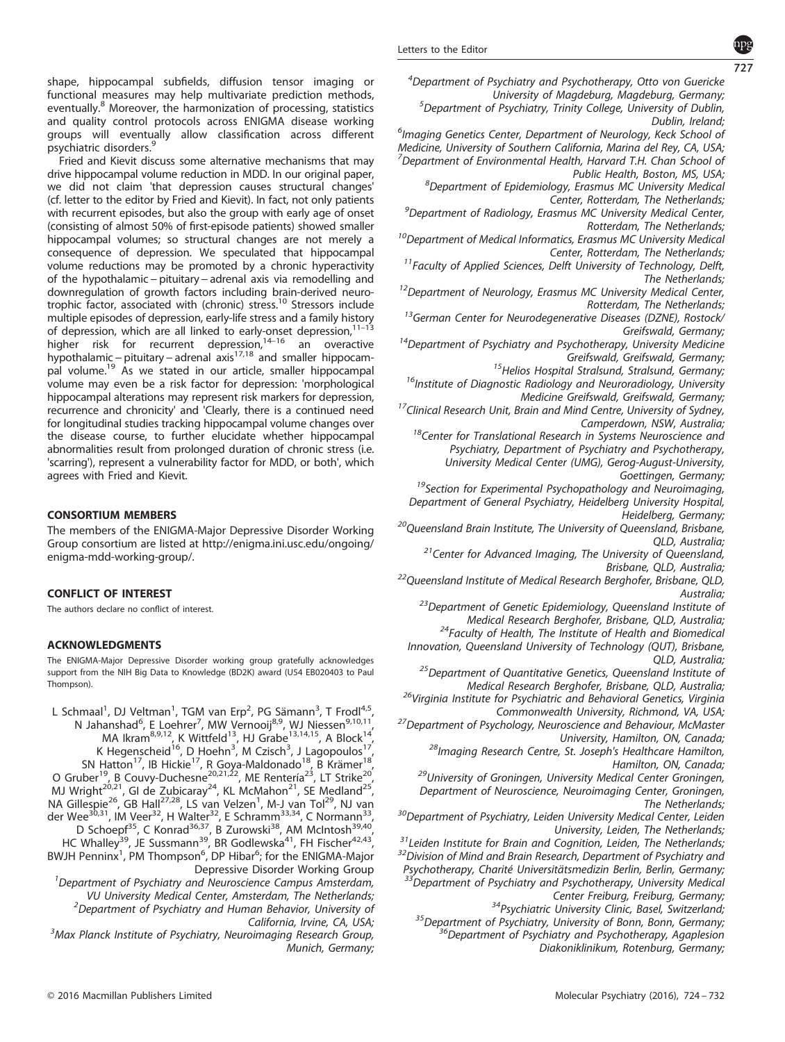shape, hippocampal subfields, diffusion tensor imaging or functional measures may help multivariate prediction methods, eventually.[8] Moreover, the harmonization of processing, statistics and quality control protocols across ENIGMA disease working groups will eventually allow classification across different psychiatric disorders.[9]

Fried and Kievit discuss some alternative mechanisms that may drive hippocampal volume reduction in MDD. In our original paper, we did not claim 'that depression causes structural changes' (cf. letter to the editor by Fried and Kievit). In fact, not only patients with recurrent episodes, but also the group with early age of onset (consisting of almost 50% of first-episode patients) showed smaller hippocampal volumes; so structural changes are not merely a consequence of depression. We speculated that hippocampal volume reductions may be promoted by a chronic hyperactivity of the hypothalamic – pituitary – adrenal axis via remodelling and downregulation of growth factors including brain-derived neurotrophic factor, associated with (chronic) stress.[10] Stressors include multiple episodes of depression, early-life stress and a family history of depression, which are all linked to early-onset depression,[11–13] higher risk for recurrent depression,[14–16] an overactive hypothalamic – pituitary – adrenal axis[17,18] and smaller hippocampal volume.[19] As we stated in our article, smaller hippocampal volume may even be a risk factor for depression: 'morphological hippocampal alterations may represent risk markers for depression, recurrence and chronicity' and 'Clearly, there is a continued need for longitudinal studies tracking hippocampal volume changes over the disease course, to further elucidate whether hippocampal abnormalities result from prolonged duration of chronic stress (i.e. 'scarring'), represent a vulnerability factor for MDD, or both', which agrees with Fried and Kievit.

## CONSORTIUM MEMBERS

The members of the ENIGMA-Major Depressive Disorder Working Group consortium are listed at http://enigma.ini.usc.edu/ongoing/enigma-mdd-working-group/.

## CONFLICT OF INTEREST

The authors declare no conflict of interest.

## ACKNOWLEDGMENTS

The ENIGMA-Major Depressive Disorder working group gratefully acknowledges support from the NIH Big Data to Knowledge (BD2K) award (U54 EB020403 to Paul Thompson).

L Schmaal[1], DJ Veltman[1], TGM van Erp[2], PG Sämann[3], T Frodl[4,5], N Jahanshad[6], E Loehrer[7], MW Vernooij[8,9], WJ Niessen[9,10,11], MA Ikram[8,9,12], K Wittfeld[13], HJ Grabe[13,14,15], A Block[14], K Hegenscheid[16], D Hoehn[3], M Czisch[3], J Lagopoulos[17], SN Hatton[17], IB Hickie[17], R Goya-Maldonado[18], B Krämer[18], O Gruber[19], B Couvy-Duchesne[20,21,22], ME Rentería[23], LT Strike[20], MJ Wright[20,21], GI de Zubicaray[24], KL McMahon[21], SE Medland[25], NA Gillespie[26], GB Hall[27,28], LS van Velzen[1], M-J van Tol[29], NJ van der Wee[30,31], IM Veer[32], H Walter[32], E Schramm[33,34], C Normann[33], D Schoepf[35], C Konrad[36,37], B Zurowski[38], AM McIntosh[39,40], HC Whalley[39], JE Sussmann[39], BR Godlewska[41], FH Fischer[42,43], BWJH Penninx[1], PM Thompson[6], DP Hibar[6]; for the ENIGMA-Major Depressive Disorder Working Group

[1]Department of Psychiatry and Neuroscience Campus Amsterdam, VU University Medical Center, Amsterdam, The Netherlands;
[2]Department of Psychiatry and Human Behavior, University of California, Irvine, CA, USA;
[3]Max Planck Institute of Psychiatry, Neuroimaging Research Group, Munich, Germany;
[4]Department of Psychiatry and Psychotherapy, Otto von Guericke University of Magdeburg, Magdeburg, Germany;
[5]Department of Psychiatry, Trinity College, University of Dublin, Dublin, Ireland;
[6]Imaging Genetics Center, Department of Neurology, Keck School of Medicine, University of Southern California, Marina del Rey, CA, USA;
[7]Department of Environmental Health, Harvard T.H. Chan School of Public Health, Boston, MS, USA;
[8]Department of Epidemiology, Erasmus MC University Medical Center, Rotterdam, The Netherlands;
[9]Department of Radiology, Erasmus MC University Medical Center, Rotterdam, The Netherlands;
[10]Department of Medical Informatics, Erasmus MC University Medical Center, Rotterdam, The Netherlands;
[11]Faculty of Applied Sciences, Delft University of Technology, Delft, The Netherlands;
[12]Department of Neurology, Erasmus MC University Medical Center, Rotterdam, The Netherlands;
[13]German Center for Neurodegenerative Diseases (DZNE), Rostock/Greifswald, Germany;
[14]Department of Psychiatry and Psychotherapy, University Medicine Greifswald, Greifswald, Germany;
[15]Helios Hospital Stralsund, Stralsund, Germany;
[16]Institute of Diagnostic Radiology and Neuroradiology, University Medicine Greifswald, Greifswald, Germany;
[17]Clinical Research Unit, Brain and Mind Centre, University of Sydney, Camperdown, NSW, Australia;
[18]Center for Translational Research in Systems Neuroscience and Psychiatry, Department of Psychiatry and Psychotherapy, University Medical Center (UMG), Gerog-August-University, Goettingen, Germany;
[19]Section for Experimental Psychopathology and Neuroimaging, Department of General Psychiatry, Heidelberg University Hospital, Heidelberg, Germany;
[20]Queensland Brain Institute, The University of Queensland, Brisbane, QLD, Australia;
[21]Center for Advanced Imaging, The University of Queensland, Brisbane, QLD, Australia;
[22]Queensland Institute of Medical Research Berghofer, Brisbane, QLD, Australia;
[23]Department of Genetic Epidemiology, Queensland Institute of Medical Research Berghofer, Brisbane, QLD, Australia;
[24]Faculty of Health, The Institute of Health and Biomedical Innovation, Queensland University of Technology (QUT), Brisbane, QLD, Australia;
[25]Department of Quantitative Genetics, Queensland Institute of Medical Research Berghofer, Brisbane, QLD, Australia;
[26]Virginia Institute for Psychiatric and Behavioral Genetics, Virginia Commonwealth University, Richmond, VA, USA;
[27]Department of Psychology, Neuroscience and Behaviour, McMaster University, Hamilton, ON, Canada;
[28]Imaging Research Centre, St. Joseph's Healthcare Hamilton, Hamilton, ON, Canada;
[29]University of Groningen, University Medical Center Groningen, Department of Neuroscience, Neuroimaging Center, Groningen, The Netherlands;
[30]Department of Psychiatry, Leiden University Medical Center, Leiden University, Leiden, The Netherlands;
[31]Leiden Institute for Brain and Cognition, Leiden, The Netherlands;
[32]Division of Mind and Brain Research, Department of Psychiatry and Psychotherapy, Charité Universitätsmedizin Berlin, Berlin, Germany;
[33]Department of Psychiatry and Psychotherapy, University Medical Center Freiburg, Freiburg, Germany;
[34]Psychiatric University Clinic, Basel, Switzerland;
[35]Department of Psychiatry, University of Bonn, Bonn, Germany;
[36]Department of Psychiatry and Psychotherapy, Agaplesion Diakoniklinikum, Rotenburg, Germany;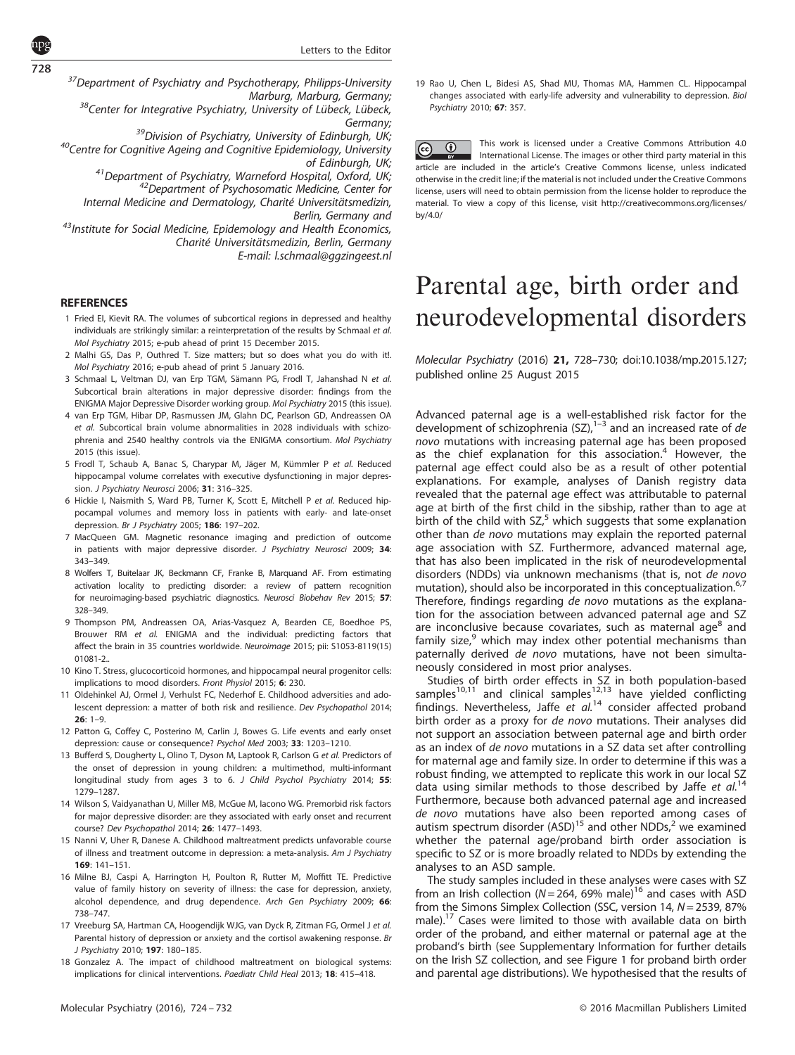[37]Department of Psychiatry and Psychotherapy, Philipps-University Marburg, Marburg, Germany;
[38]Center for Integrative Psychiatry, University of Lübeck, Lübeck, Germany;
[39]Division of Psychiatry, University of Edinburgh, UK;
[40]Centre for Cognitive Ageing and Cognitive Epidemiology, University of Edinburgh, UK;
[41]Department of Psychiatry, Warneford Hospital, Oxford, UK;
[42]Department of Psychosomatic Medicine, Center for Internal Medicine and Dermatology, Charité Universitätsmedizin, Berlin, Germany and
[43]Institute for Social Medicine, Epidemology and Health Economics, Charité Universitätsmedizin, Berlin, Germany
E-mail: l.schmaal@ggzingeest.nl

## REFERENCES

1. Fried EI, Kievit RA. The volumes of subcortical regions in depressed and healthy individuals are strikingly similar: a reinterpretation of the results by Schmaal et al. *Mol Psychiatry* 2015; e-pub ahead of print 15 December 2015.
2. Malhi GS, Das P, Outhred T. Size matters; but so does what you do with it!. *Mol Psychiatry* 2016; e-pub ahead of print 5 January 2016.
3. Schmaal L, Veltman DJ, van Erp TGM, Sämann PG, Frodl T, Jahanshad N et al. Subcortical brain alterations in major depressive disorder: findings from the ENIGMA Major Depressive Disorder working group. *Mol Psychiatry* 2015 (this issue).
4. van Erp TGM, Hibar DP, Rasmussen JM, Glahn DC, Pearlson GD, Andreassen OA et al. Subcortical brain volume abnormalities in 2028 individuals with schizophrenia and 2540 healthy controls via the ENIGMA consortium. *Mol Psychiatry* 2015 (this issue).
5. Frodl T, Schaub A, Banac S, Charypar M, Jäger M, Kümmler P et al. Reduced hippocampal volume correlates with executive dysfunctioning in major depression. *J Psychiatry Neurosci* 2006; **31**: 316–325.
6. Hickie I, Naismith S, Ward PB, Turner K, Scott E, Mitchell P et al. Reduced hippocampal volumes and memory loss in patients with early- and late-onset depression. *Br J Psychiatry* 2005; **186**: 197–202.
7. MacQueen GM. Magnetic resonance imaging and prediction of outcome in patients with major depressive disorder. *J Psychiatry Neurosci* 2009; **34**: 343–349.
8. Wolfers T, Buitelaar JK, Beckmann CF, Franke B, Marquand AF. From estimating activation locality to predicting disorder: a review of pattern recognition for neuroimaging-based psychiatric diagnostics. *Neurosci Biobehav Rev* 2015; **57**: 328–349.
9. Thompson PM, Andreassen OA, Arias-Vasquez A, Bearden CE, Boedhoe PS, Brouwer RM et al. ENIGMA and the individual: predicting factors that affect the brain in 35 countries worldwide. *Neuroimage* 2015; pii: S1053-8119(15) 01081-2..
10. Kino T. Stress, glucocorticoid hormones, and hippocampal neural progenitor cells: implications to mood disorders. *Front Physiol* 2015; **6**: 230.
11. Oldehinkel AJ, Ormel J, Verhulst FC, Nederhof E. Childhood adversities and adolescent depression: a matter of both risk and resilience. *Dev Psychopathol* 2014; **26**: 1–9.
12. Patton G, Coffey C, Posterino M, Carlin J, Bowes G. Life events and early onset depression: cause or consequence? *Psychol Med* 2003; **33**: 1203–1210.
13. Bufferd S, Dougherty L, Olino T, Dyson M, Laptook R, Carlson G et al. Predictors of the onset of depression in young children: a multimethod, multi-informant longitudinal study from ages 3 to 6. *J Child Psychol Psychiatry* 2014; **55**: 1279–1287.
14. Wilson S, Vaidyanathan U, Miller MB, McGue M, Iacono WG. Premorbid risk factors for major depressive disorder: are they associated with early onset and recurrent course? *Dev Psychopathol* 2014; **26**: 1477–1493.
15. Nanni V, Uher R, Danese A. Childhood maltreatment predicts unfavorable course of illness and treatment outcome in depression: a meta-analysis. *Am J Psychiatry* **169**: 141–151.
16. Milne BJ, Caspi A, Harrington H, Poulton R, Rutter M, Moffitt TE. Predictive value of family history on severity of illness: the case for depression, anxiety, alcohol dependence, and drug dependence. *Arch Gen Psychiatry* 2009; **66**: 738–747.
17. Vreeburg SA, Hartman CA, Hoogendijk WJG, van Dyck R, Zitman FG, Ormel J et al. Parental history of depression or anxiety and the cortisol awakening response. *Br J Psychiatry* 2010; **197**: 180–185.
18. Gonzalez A. The impact of childhood maltreatment on biological systems: implications for clinical interventions. *Paediatr Child Heal* 2013; **18**: 415–418.
19. Rao U, Chen L, Bidesi AS, Shad MU, Thomas MA, Hammen CL. Hippocampal changes associated with early-life adversity and vulnerability to depression. *Biol Psychiatry* 2010; **67**: 357.

This work is licensed under a Creative Commons Attribution 4.0 International License. The images or other third party material in this article are included in the article's Creative Commons license, unless indicated otherwise in the credit line; if the material is not included under the Creative Commons license, users will need to obtain permission from the license holder to reproduce the material. To view a copy of this license, visit http://creativecommons.org/licenses/by/4.0/

# Parental age, birth order and neurodevelopmental disorders

*Molecular Psychiatry* (2016) **21,** 728–730; doi:10.1038/mp.2015.127; published online 25 August 2015

Advanced paternal age is a well-established risk factor for the development of schizophrenia (SZ),[1–3] and an increased rate of *de novo* mutations with increasing paternal age has been proposed as the chief explanation for this association.[4] However, the paternal age effect could also be as a result of other potential explanations. For example, analyses of Danish registry data revealed that the paternal age effect was attributable to paternal age at birth of the first child in the sibship, rather than to age at birth of the child with SZ,[5] which suggests that some explanation other than *de novo* mutations may explain the reported paternal age association with SZ. Furthermore, advanced maternal age, that has also been implicated in the risk of neurodevelopmental disorders (NDDs) via unknown mechanisms (that is, not *de novo* mutation), should also be incorporated in this conceptualization.[6,7] Therefore, findings regarding *de novo* mutations as the explanation for the association between advanced paternal age and SZ are inconclusive because covariates, such as maternal age[8] and family size,[9] which may index other potential mechanisms than paternally derived *de novo* mutations, have not been simultaneously considered in most prior analyses.

Studies of birth order effects in SZ in both population-based samples[10,11] and clinical samples[12,13] have yielded conflicting findings. Nevertheless, Jaffe *et al.*[14] consider affected proband birth order as a proxy for *de novo* mutations. Their analyses did not support an association between paternal age and birth order as an index of *de novo* mutations in a SZ data set after controlling for maternal age and family size. In order to determine if this was a robust finding, we attempted to replicate this work in our local SZ data using similar methods to those described by Jaffe *et al.*[14] Furthermore, because both advanced paternal age and increased *de novo* mutations have also been reported among cases of autism spectrum disorder (ASD)[15] and other NDDs,[2] we examined whether the paternal age/proband birth order association is specific to SZ or is more broadly related to NDDs by extending the analyses to an ASD sample.

The study samples included in these analyses were cases with SZ from an Irish collection ($N = 264$, 69% male)[16] and cases with ASD from the Simons Simplex Collection (SSC, version 14, $N = 2539$, 87% male).[17] Cases were limited to those with available data on birth order of the proband, and either maternal or paternal age at the proband's birth (see Supplementary Information for further details on the Irish SZ collection, and see Figure 1 for proband birth order and parental age distributions). We hypothesised that the results of